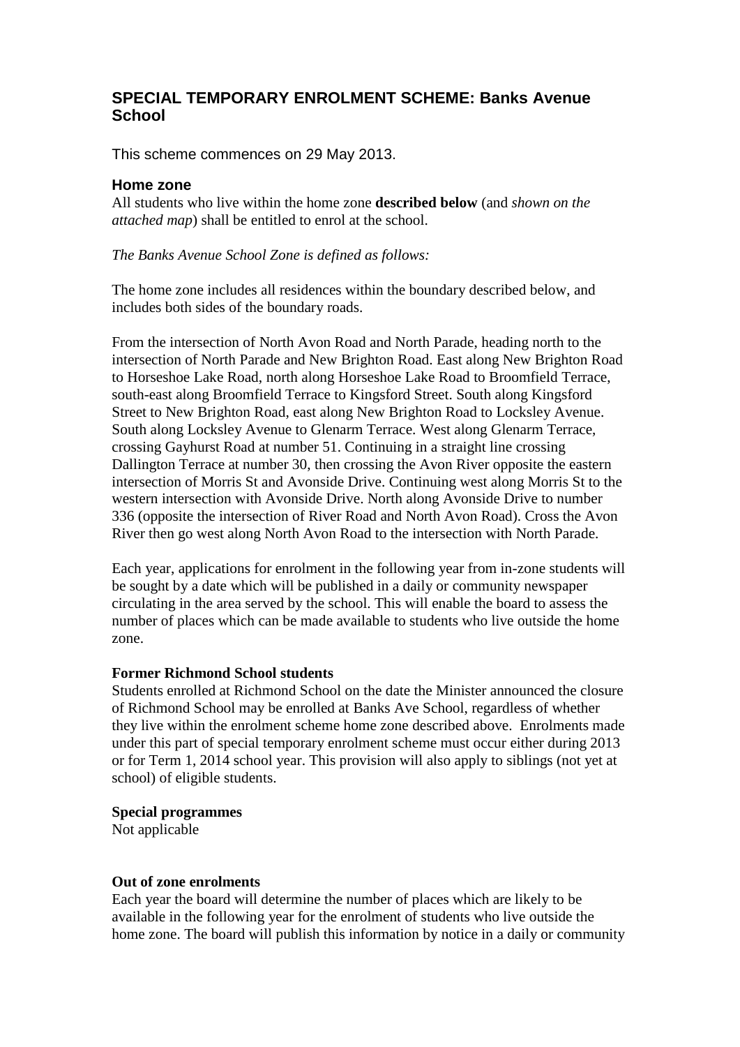## SPECIAL TEMPORARY ENROLMENT SCHEME: Banks Avenue School

This scheme commences on 29 May 2013.

### Home zone

All students who live within the home zone **described below** (and *shown on the attached map*) shall be entitled to enrol at the school.

*The Banks Avenue School Zone is defined as follows:*

The home zone includes all residences within the boundary described below, and includes both sides of the boundary roads.

From the intersection of North Avon Road and North Parade, heading north to the intersection of North Parade and New Brighton Road. East along New Brighton Road to Horseshoe Lake Road, north along Horseshoe Lake Road to Broomfield Terrace, south-east along Broomfield Terrace to Kingsford Street. South along Kingsford Street to New Brighton Road, east along New Brighton Road to Locksley Avenue. South along Locksley Avenue to Glenarm Terrace. West along Glenarm Terrace, crossing Gayhurst Road at number 51. Continuing in a straight line crossing Dallington Terrace at number 30, then crossing the Avon River opposite the eastern intersection of Morris St and Avonside Drive. Continuing west along Morris St to the western intersection with Avonside Drive. North along Avonside Drive to number 336 (opposite the intersection of River Road and North Avon Road). Cross the Avon River then go west along North Avon Road to the intersection with North Parade.

Each year, applications for enrolment in the following year from in-zone students will be sought by a date which will be published in a daily or community newspaper circulating in the area served by the school. This will enable the board to assess the number of places which can be made available to students who live outside the home zone.

**Former Richmond School students**

Students enrolled at Richmond School on the date the Minister announced the closure of Richmond School may be enrolled at Banks Ave School, regardless of whether they live within the enrolment scheme home zone described above. Enrolments made under this part of special temporary enrolment scheme must occur either during 2013 or for Term 1, 2014 school year. This provision will also apply to siblings (not yet at school) of eligible students.

**Special programmes**

Not applicable

**Out of zone enrolments**

Each year the board will determine the number of places which are likely to be available in the following year for the enrolment of students who live outside the home zone. The board will publish this information by notice in a daily or community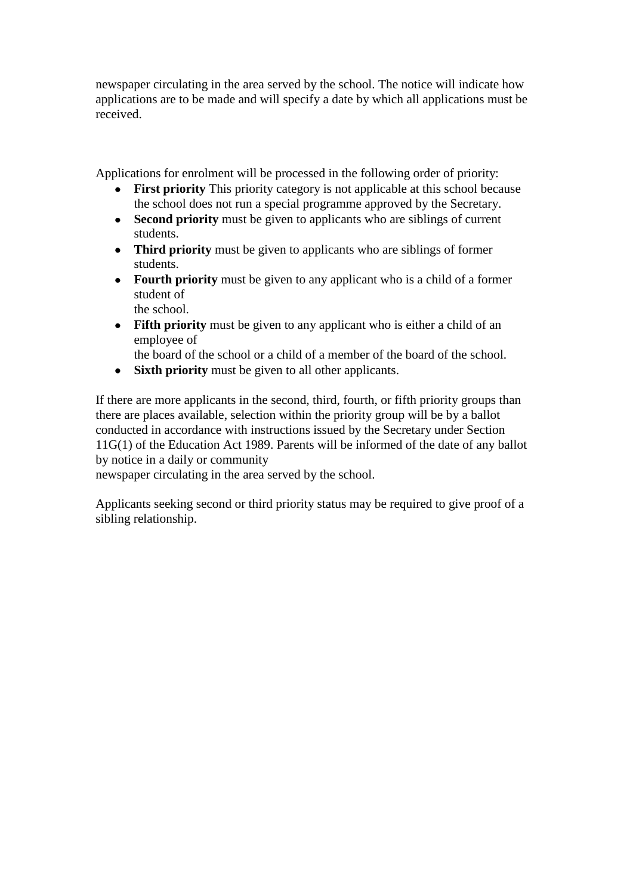newspaper circulating in the area served by the school. The notice will indicate how applications are to be made and will specify a date by which all applications must be received.

Applications for enrolment will be processed in the following order of priority:

- **First priority** This priority category is not applicable at this school because the school does not run a special programme approved by the Secretary.
- **Second priority** must be given to applicants who are siblings of current students.
- **Third priority** must be given to applicants who are siblings of former students.
- **Fourth priority** must be given to any applicant who is a child of a former student of the school.
- **Fifth priority** must be given to any applicant who is either a child of an employee of the board of the school or a child of a member of the board of the school.
- **Sixth priority** must be given to all other applicants.

If there are more applicants in the second, third, fourth, or fifth priority groups than there are places available, selection within the priority group will be by a ballot conducted in accordance with instructions issued by the Secretary under Section 11G(1) of the Education Act 1989. Parents will be informed of the date of any ballot by notice in a daily or community newspaper circulating in the area served by the school.

Applicants seeking second or third priority status may be required to give proof of a sibling relationship.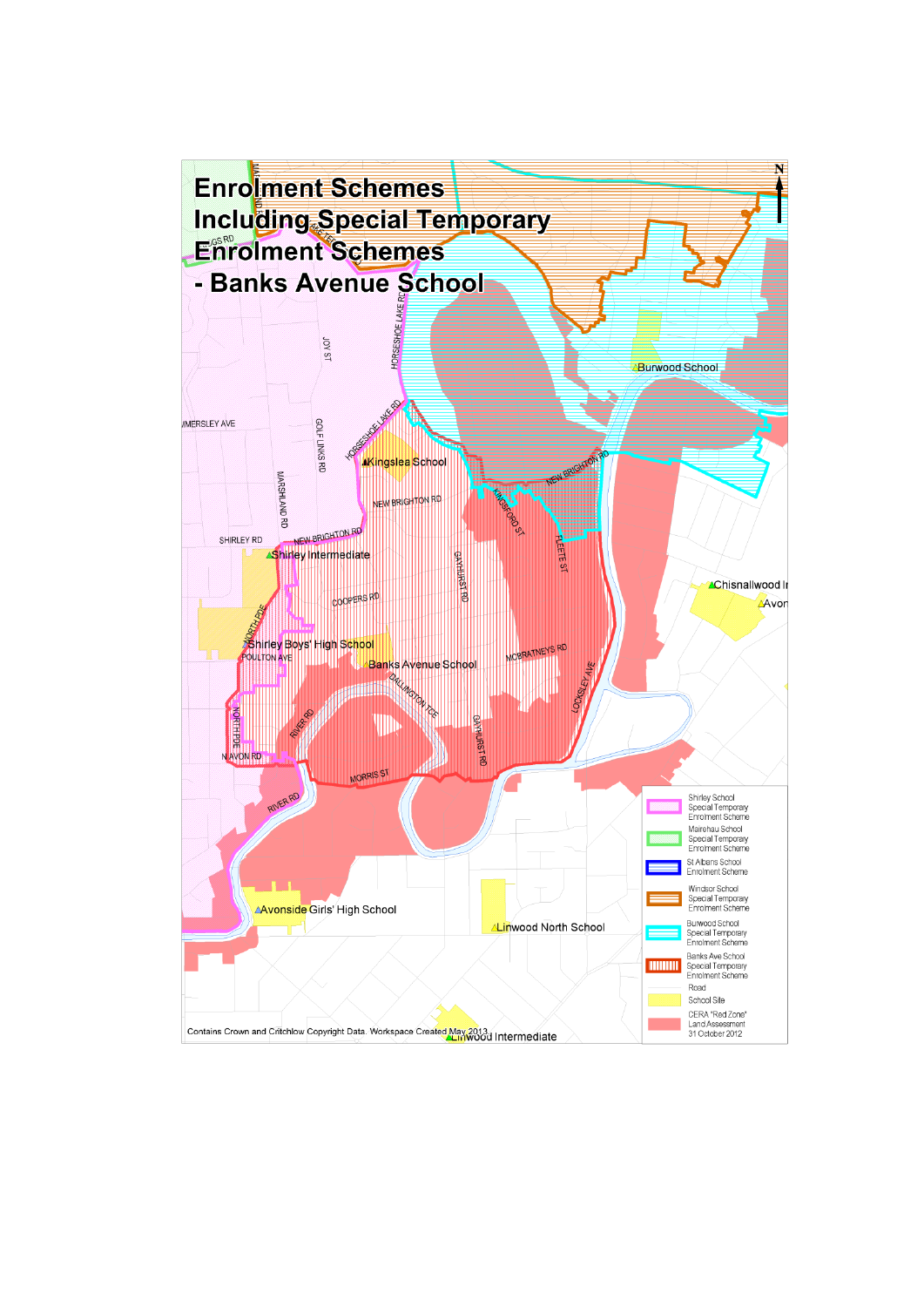# Enrolment Schemes Including Special Temporary Enrolment Schemes - Banks Avenue School

N

Burwood School
Kingslea School
Shirley Intermediate
Shirley Boys' High School
Banks Avenue School
Chisnallwood In
Avon
Avonside Girls' High School
Linwood North School
Linwood Intermediate

HORSESHOE LAKE RD
JOY ST
GOLF LINKS RD
MARSHLAND RD
SHIRLEY RD
NEW BRIGHTON RD
COOPERS RD
GAYHURST RD
KINGSFORD ST
FLEETE ST
MCBRATNEYS RD
LOCKSLEY AVE
DALLINGTON TCE
RIVER RD
MORRIS ST
NORTH PDE
POULTON AVE
N AVON RD
WIMERSLEY AVE

Shirley School Special Temporary Enrolment Scheme
Mairehau School Special Temporary Enrolment Scheme
St Albans School Enrolment Scheme
Windsor School Special Temporary Enrolment Scheme
Burwood School Special Temporary Enrolment Scheme
Banks Ave School Special Temporary Enrolment Scheme
Road
School Site
CERA "Red Zone" Land Assessment 31 October 2012

Contains Crown and Critchlow Copyright Data. Workspace Created May 2013